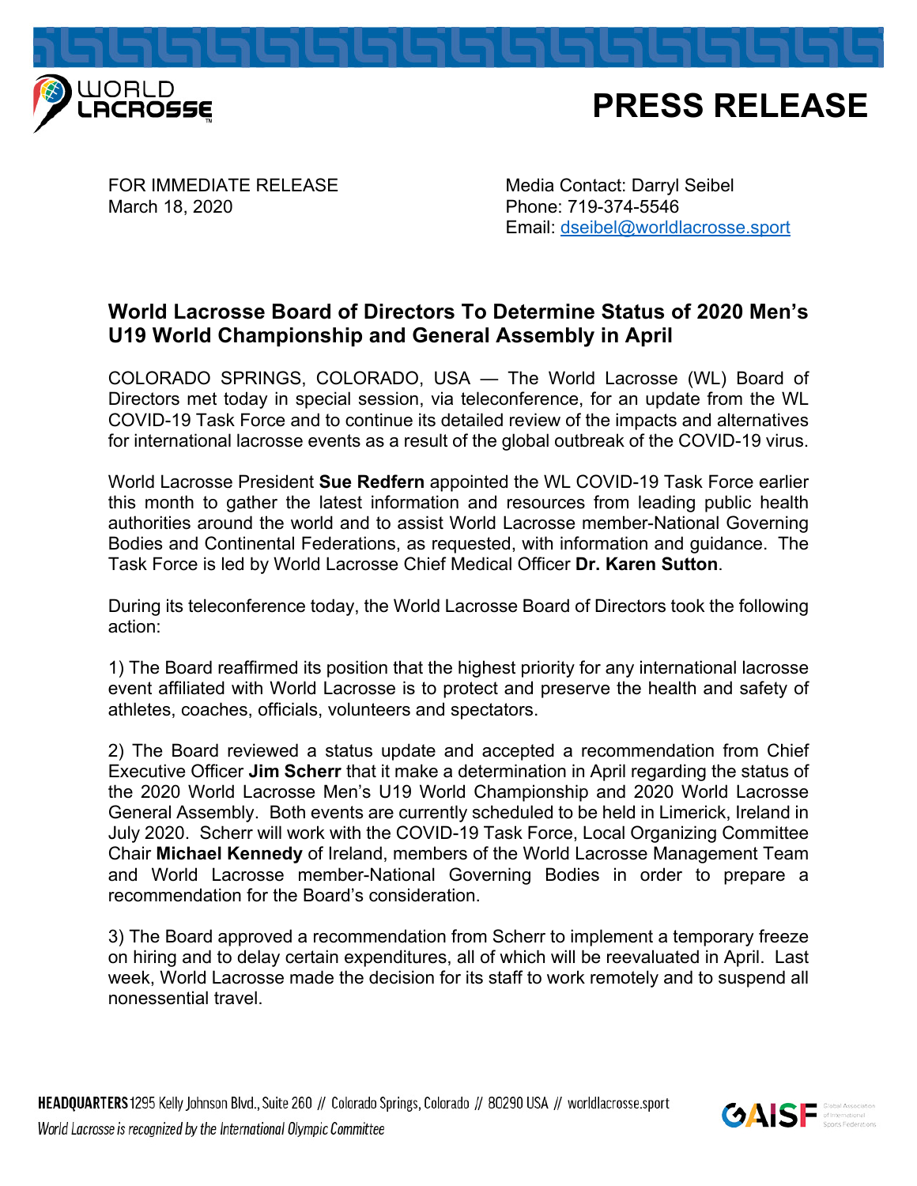# PRESS RELEASE

FOR IMMEDIATE RELEASE
March 18, 2020

Media Contact: Darryl Seibel
Phone: 719-374-5546
Email: dseibel@worldlacrosse.sport

## World Lacrosse Board of Directors To Determine Status of 2020 Men's U19 World Championship and General Assembly in April

COLORADO SPRINGS, COLORADO, USA — The World Lacrosse (WL) Board of Directors met today in special session, via teleconference, for an update from the WL COVID-19 Task Force and to continue its detailed review of the impacts and alternatives for international lacrosse events as a result of the global outbreak of the COVID-19 virus.

World Lacrosse President **Sue Redfern** appointed the WL COVID-19 Task Force earlier this month to gather the latest information and resources from leading public health authorities around the world and to assist World Lacrosse member-National Governing Bodies and Continental Federations, as requested, with information and guidance. The Task Force is led by World Lacrosse Chief Medical Officer **Dr. Karen Sutton**.

During its teleconference today, the World Lacrosse Board of Directors took the following action:

1) The Board reaffirmed its position that the highest priority for any international lacrosse event affiliated with World Lacrosse is to protect and preserve the health and safety of athletes, coaches, officials, volunteers and spectators.

2) The Board reviewed a status update and accepted a recommendation from Chief Executive Officer **Jim Scherr** that it make a determination in April regarding the status of the 2020 World Lacrosse Men's U19 World Championship and 2020 World Lacrosse General Assembly. Both events are currently scheduled to be held in Limerick, Ireland in July 2020. Scherr will work with the COVID-19 Task Force, Local Organizing Committee Chair **Michael Kennedy** of Ireland, members of the World Lacrosse Management Team and World Lacrosse member-National Governing Bodies in order to prepare a recommendation for the Board's consideration.

3) The Board approved a recommendation from Scherr to implement a temporary freeze on hiring and to delay certain expenditures, all of which will be reevaluated in April. Last week, World Lacrosse made the decision for its staff to work remotely and to suspend all nonessential travel.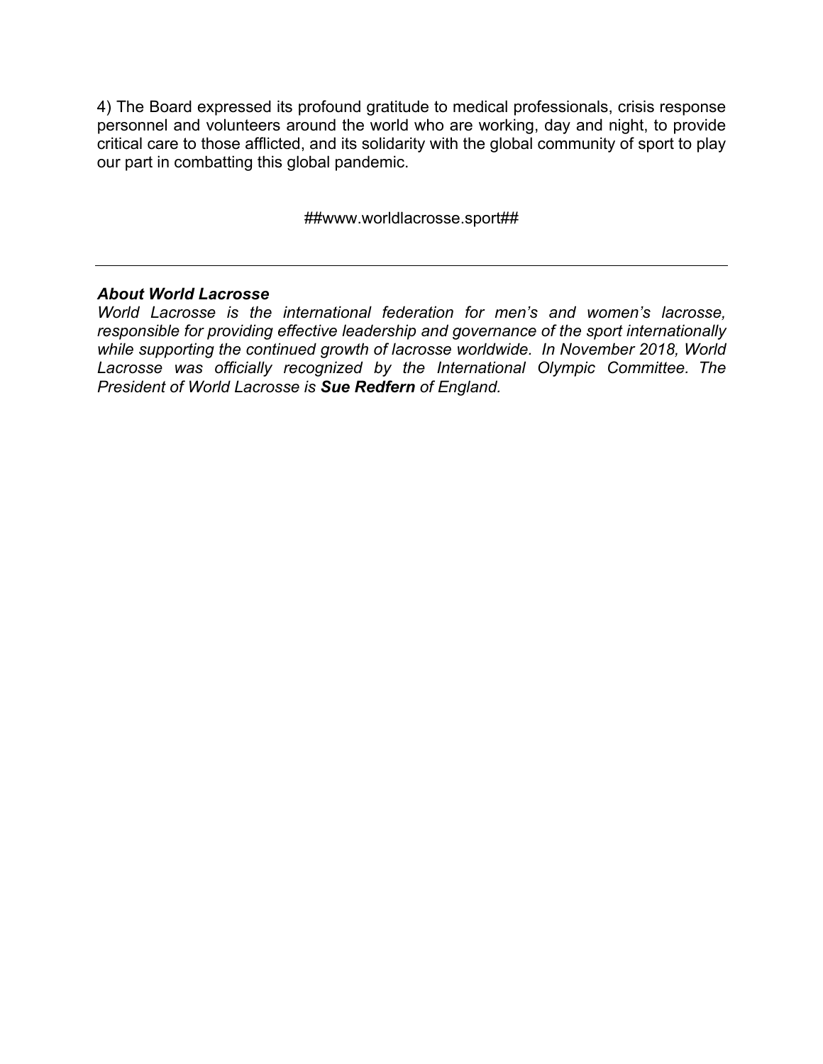4) The Board expressed its profound gratitude to medical professionals, crisis response personnel and volunteers around the world who are working, day and night, to provide critical care to those afflicted, and its solidarity with the global community of sport to play our part in combatting this global pandemic.

##www.worldlacrosse.sport##

---

***About World Lacrosse***

*World Lacrosse is the international federation for men's and women's lacrosse, responsible for providing effective leadership and governance of the sport internationally while supporting the continued growth of lacrosse worldwide. In November 2018, World Lacrosse was officially recognized by the International Olympic Committee. The President of World Lacrosse is **Sue Redfern** of England.*